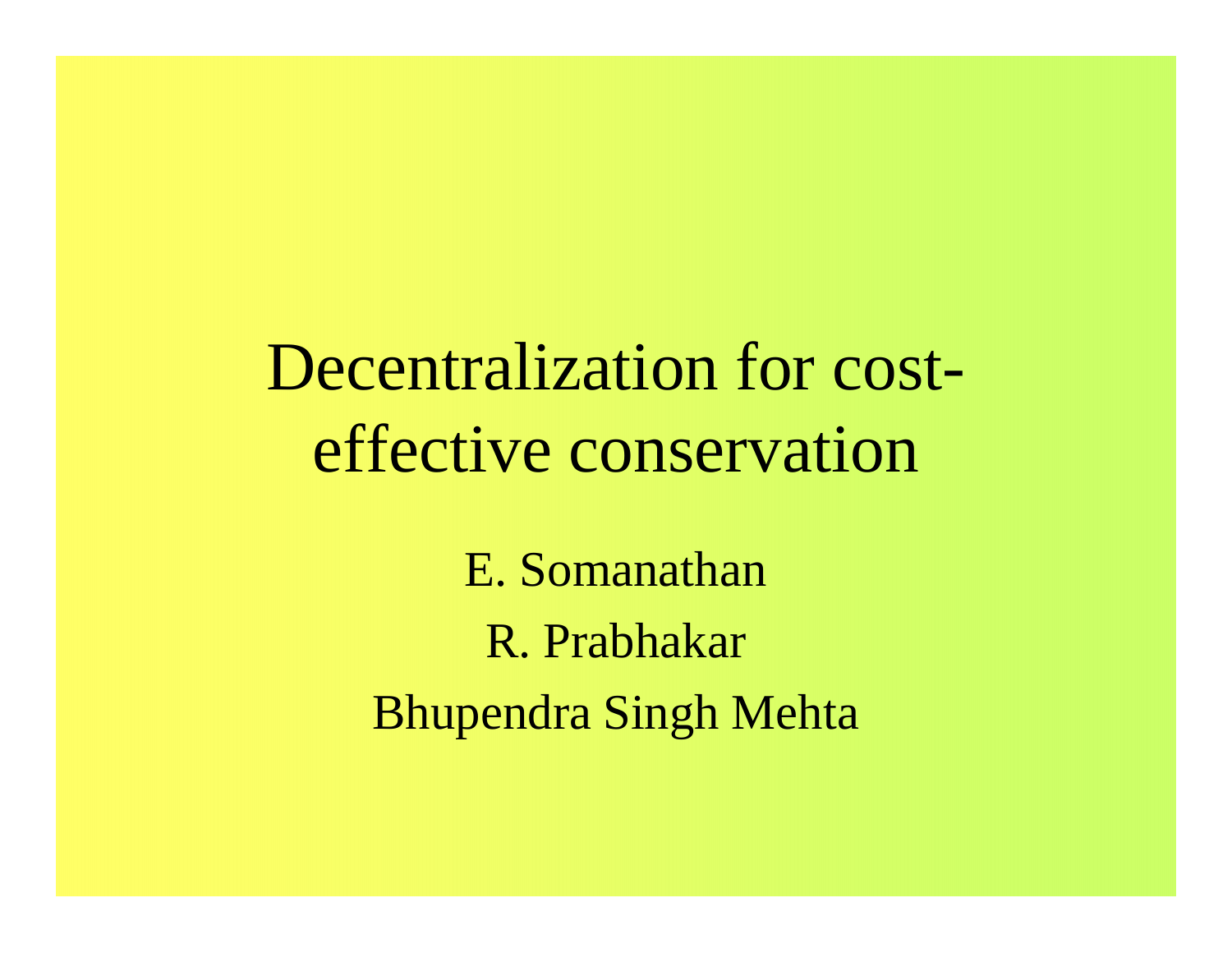# Decentralization for cost-effective conservation

E. Somanathan

R. Prabhakar

Bhupendra Singh Mehta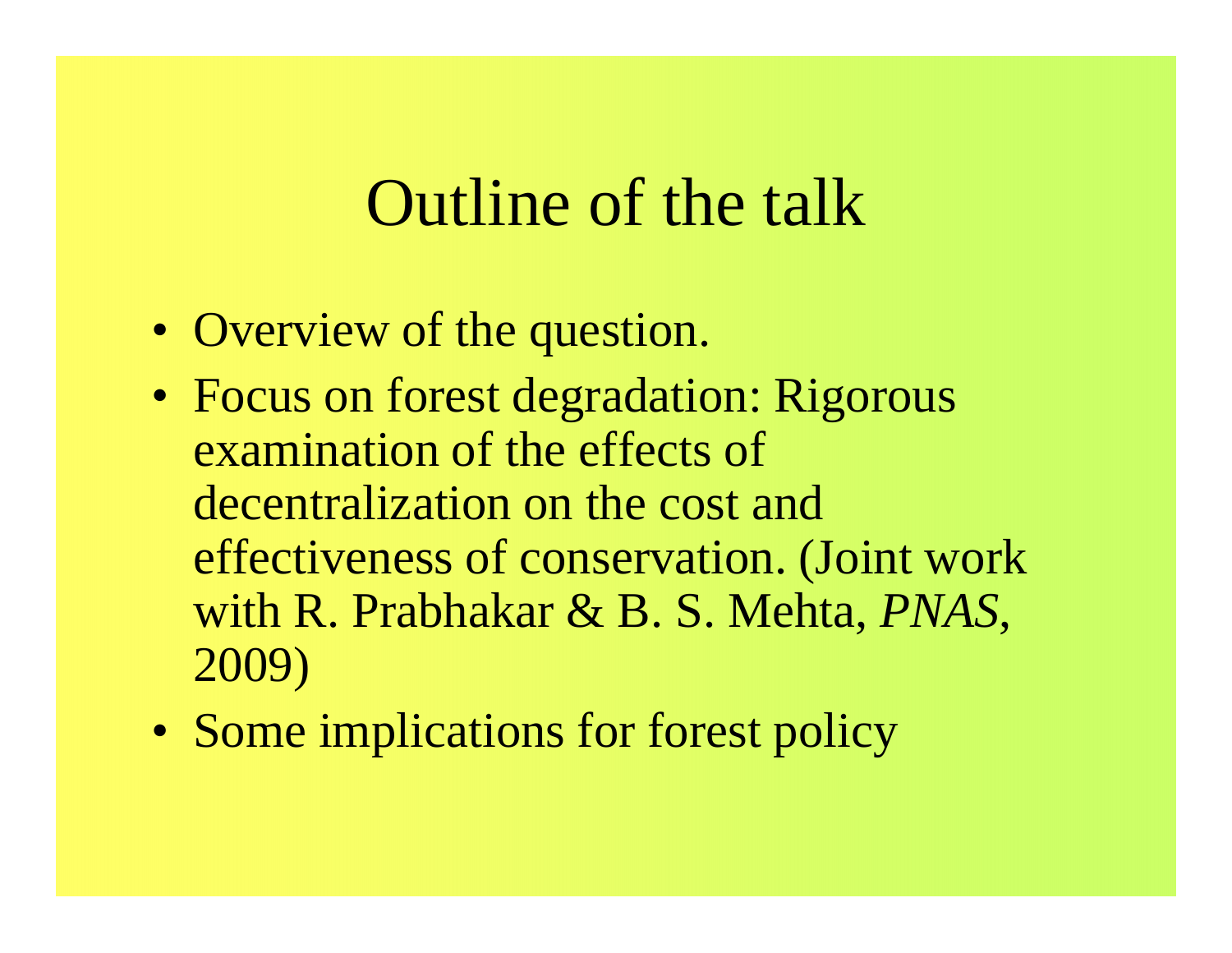# Outline of the talk

- Overview of the question.
- Focus on forest degradation: Rigorous examination of the effects of decentralization on the cost and effectiveness of conservation. (Joint work with R. Prabhakar & B. S. Mehta, *PNAS*, 2009)
- Some implications for forest policy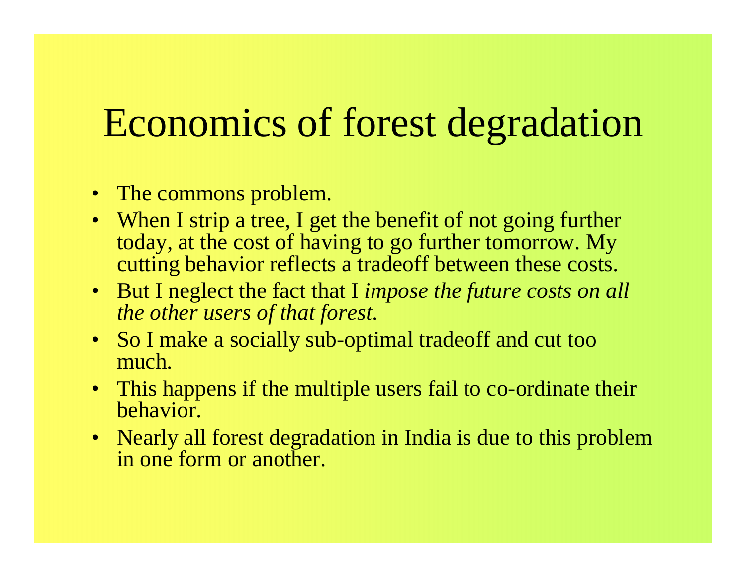# Economics of forest degradation

- The commons problem.
- When I strip a tree, I get the benefit of not going further today, at the cost of having to go further tomorrow. My cutting behavior reflects a tradeoff between these costs.
- But I neglect the fact that I *impose the future costs on all the other users of that forest.*
- So I make a socially sub-optimal tradeoff and cut too much.
- This happens if the multiple users fail to co-ordinate their behavior.
- Nearly all forest degradation in India is due to this problem in one form or another.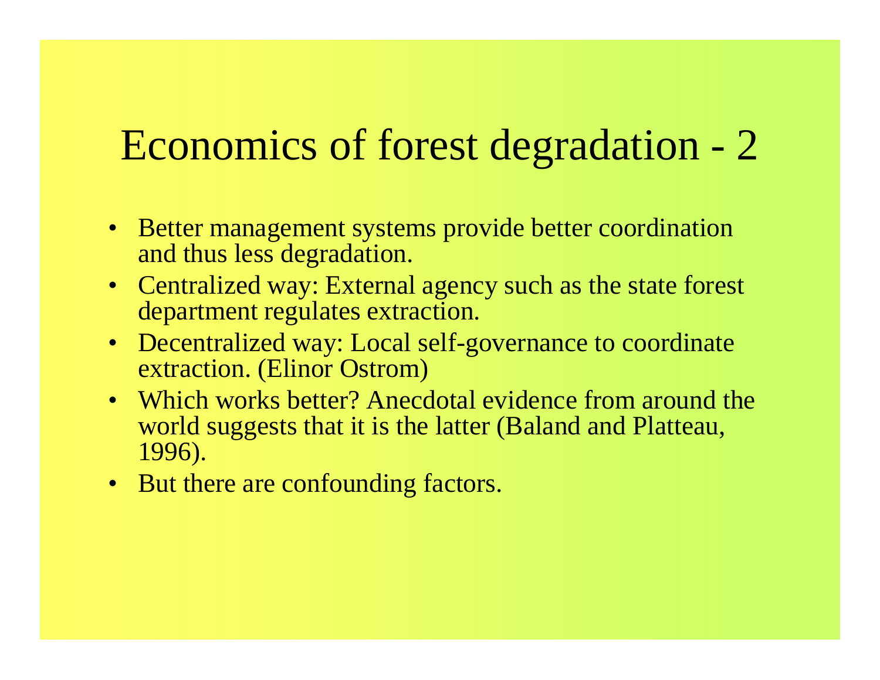# Economics of forest degradation - 2

- Better management systems provide better coordination and thus less degradation.
- Centralized way: External agency such as the state forest department regulates extraction.
- Decentralized way: Local self-governance to coordinate extraction. (Elinor Ostrom)
- Which works better? Anecdotal evidence from around the world suggests that it is the latter (Baland and Platteau, 1996).
- But there are confounding factors.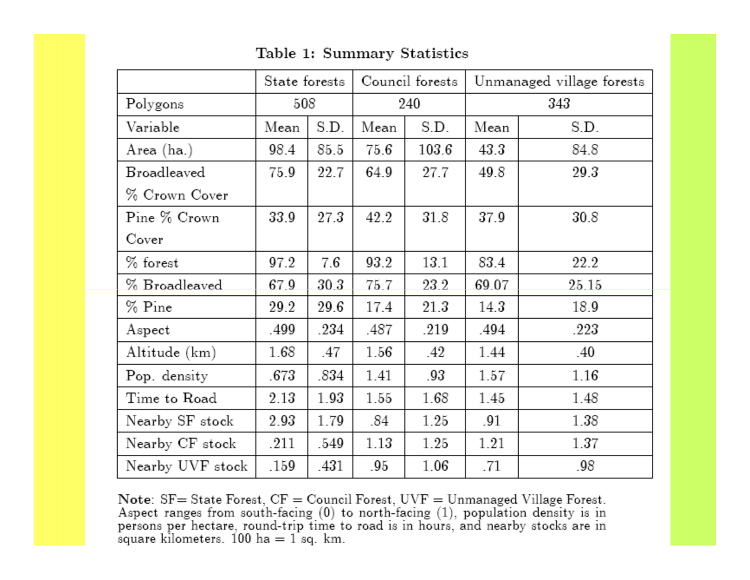**Table 1: Summary Statistics**

| | State forests | | Council forests | | Unmanaged village forests | |
|---|---|---|---|---|---|---|
| Polygons | 508 | | 240 | | 343 | |
| Variable | Mean | S.D. | Mean | S.D. | Mean | S.D. |
| Area (ha.) | 98.4 | 85.5 | 75.6 | 103.6 | 43.3 | 84.8 |
| Broadleaved % Crown Cover | 75.9 | 22.7 | 64.9 | 27.7 | 49.8 | 29.3 |
| Pine % Crown Cover | 33.9 | 27.3 | 42.2 | 31.8 | 37.9 | 30.8 |
| % forest | 97.2 | 7.6 | 93.2 | 13.1 | 83.4 | 22.2 |
| % Broadleaved | 67.9 | 30.3 | 75.7 | 23.2 | 69.07 | 25.15 |
| % Pine | 29.2 | 29.6 | 17.4 | 21.3 | 14.3 | 18.9 |
| Aspect | .499 | .234 | .487 | .219 | .494 | .223 |
| Altitude (km) | 1.68 | .47 | 1.56 | .42 | 1.44 | .40 |
| Pop. density | .673 | .834 | 1.41 | .93 | 1.57 | 1.16 |
| Time to Road | 2.13 | 1.93 | 1.55 | 1.68 | 1.45 | 1.48 |
| Nearby SF stock | 2.93 | 1.79 | .84 | 1.25 | .91 | 1.38 |
| Nearby CF stock | .211 | .549 | 1.13 | 1.25 | 1.21 | 1.37 |
| Nearby UVF stock | .159 | .431 | .95 | 1.06 | .71 | .98 |

**Note**: SF= State Forest, CF = Council Forest, UVF = Unmanaged Village Forest. Aspect ranges from south-facing (0) to north-facing (1), population density is in persons per hectare, round-trip time to road is in hours, and nearby stocks are in square kilometers. 100 ha = 1 sq. km.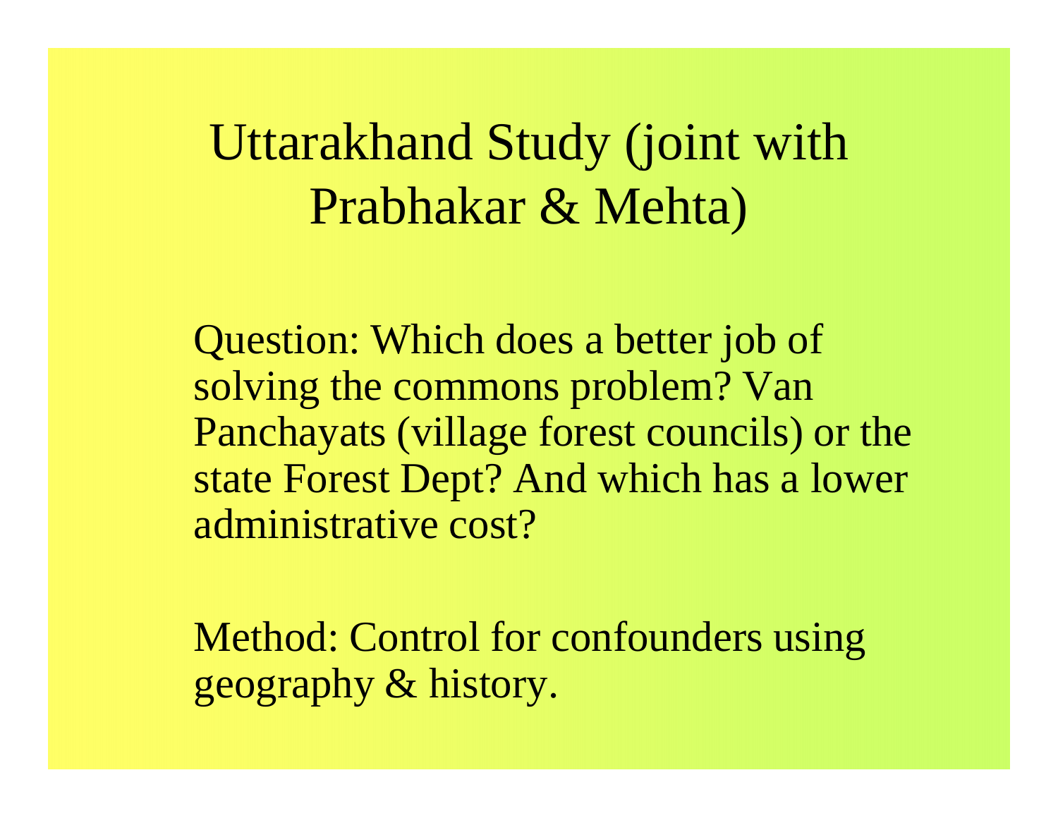# Uttarakhand Study (joint with Prabhakar & Mehta)

Question: Which does a better job of solving the commons problem? Van Panchayats (village forest councils) or the state Forest Dept? And which has a lower administrative cost?

Method: Control for confounders using geography & history.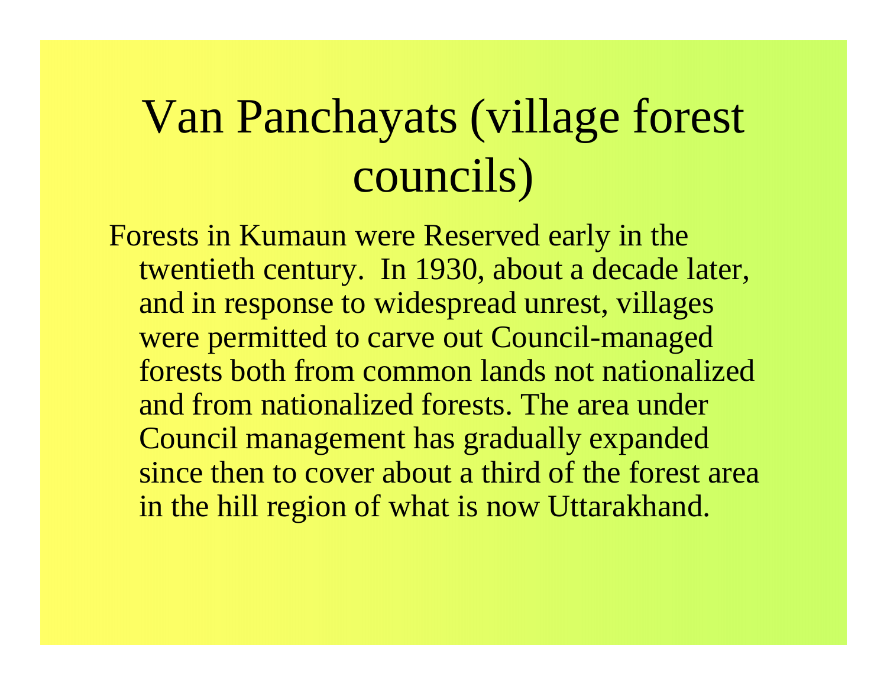# Van Panchayats (village forest councils)

Forests in Kumaun were Reserved early in the twentieth century. In 1930, about a decade later, and in response to widespread unrest, villages were permitted to carve out Council-managed forests both from common lands not nationalized and from nationalized forests. The area under Council management has gradually expanded since then to cover about a third of the forest area in the hill region of what is now Uttarakhand.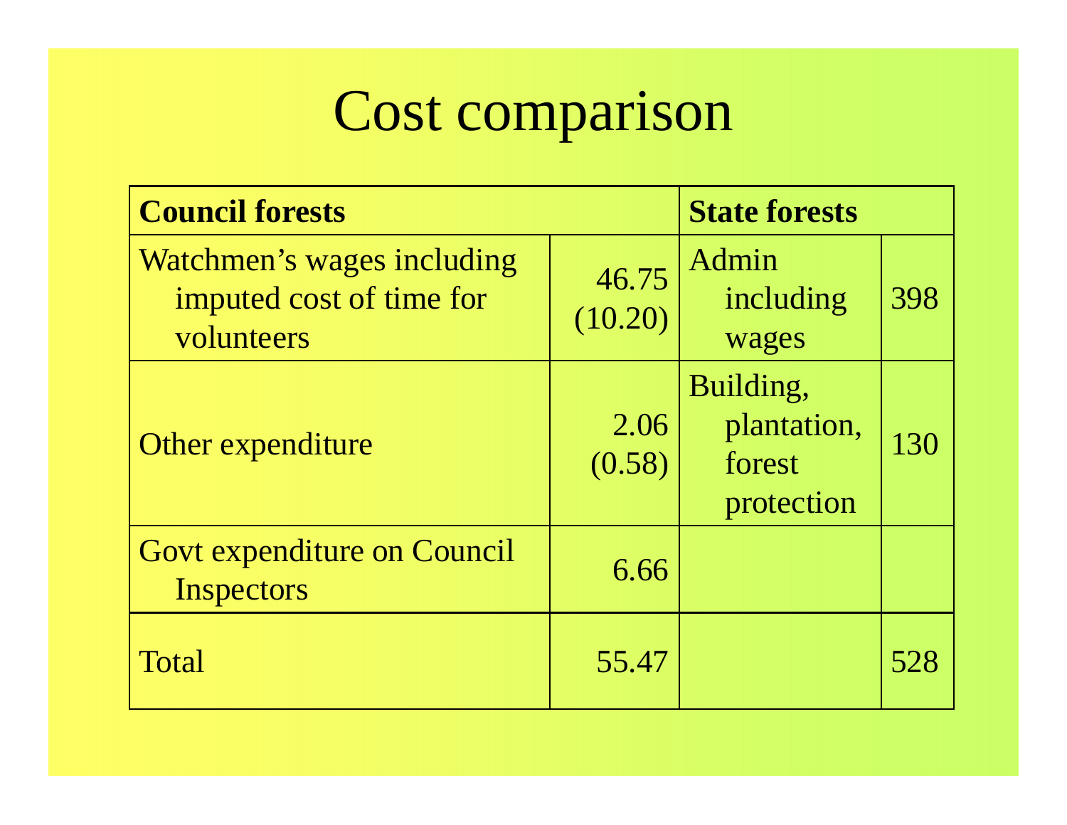# Cost comparison

| Council forests | | State forests | |
|---|---|---|---|
| Watchmen's wages including imputed cost of time for volunteers | 46.75 (10.20) | Admin including wages | 398 |
| Other expenditure | 2.06 (0.58) | Building, plantation, forest protection | 130 |
| Govt expenditure on Council Inspectors | 6.66 | | |
| Total | 55.47 | | 528 |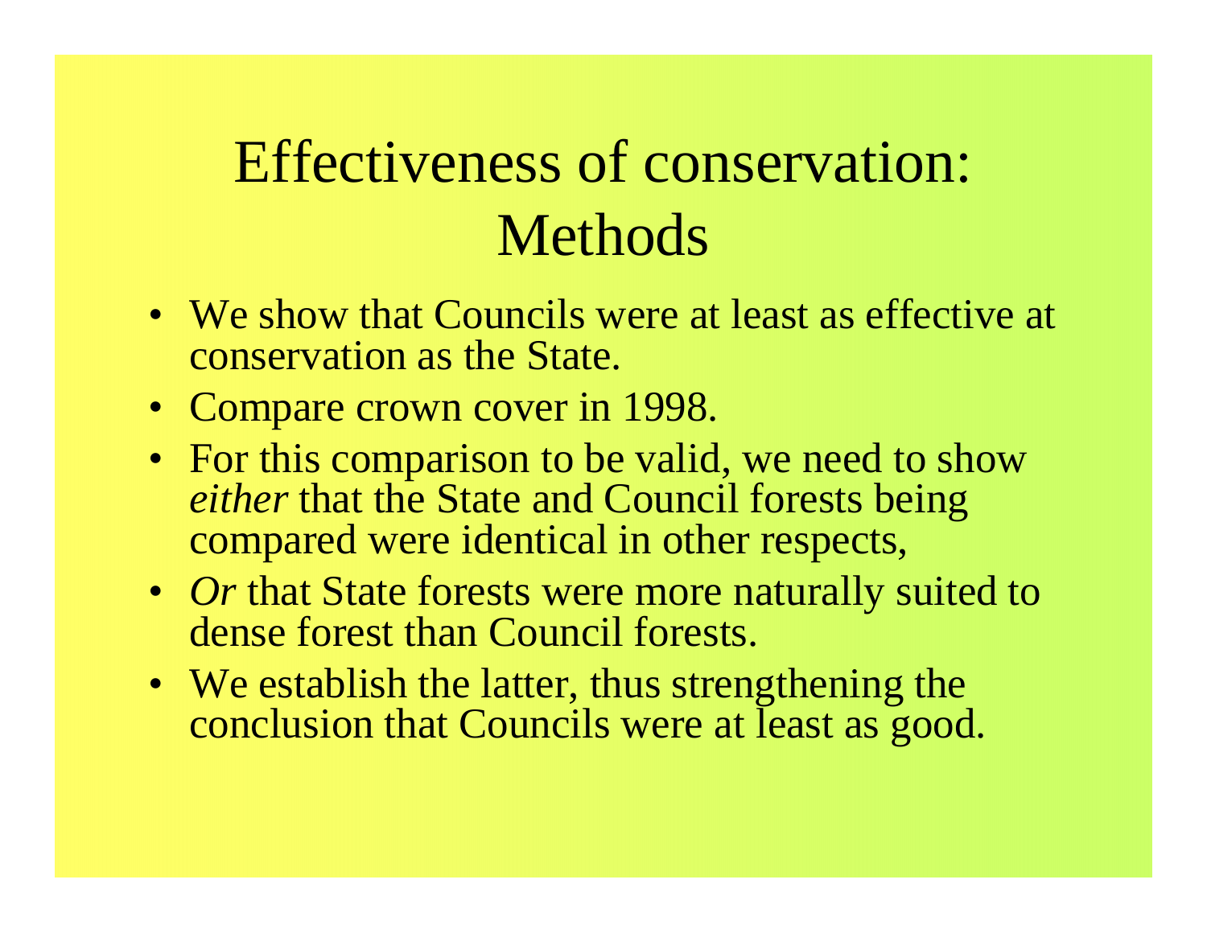# Effectiveness of conservation: Methods

- We show that Councils were at least as effective at conservation as the State.
- Compare crown cover in 1998.
- For this comparison to be valid, we need to show *either* that the State and Council forests being compared were identical in other respects,
- *Or* that State forests were more naturally suited to dense forest than Council forests.
- We establish the latter, thus strengthening the conclusion that Councils were at least as good.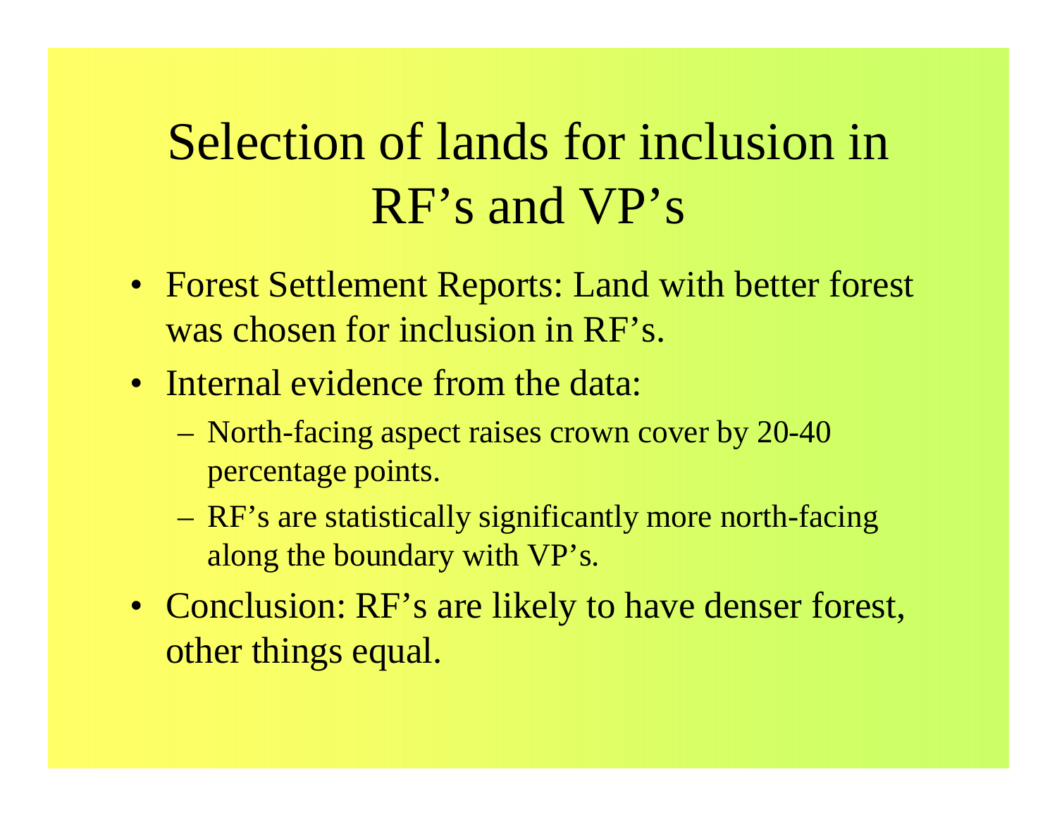# Selection of lands for inclusion in RF's and VP's

- Forest Settlement Reports: Land with better forest was chosen for inclusion in RF's.
- Internal evidence from the data:
  - North-facing aspect raises crown cover by 20-40 percentage points.
  - RF's are statistically significantly more north-facing along the boundary with VP's.
- Conclusion: RF's are likely to have denser forest, other things equal.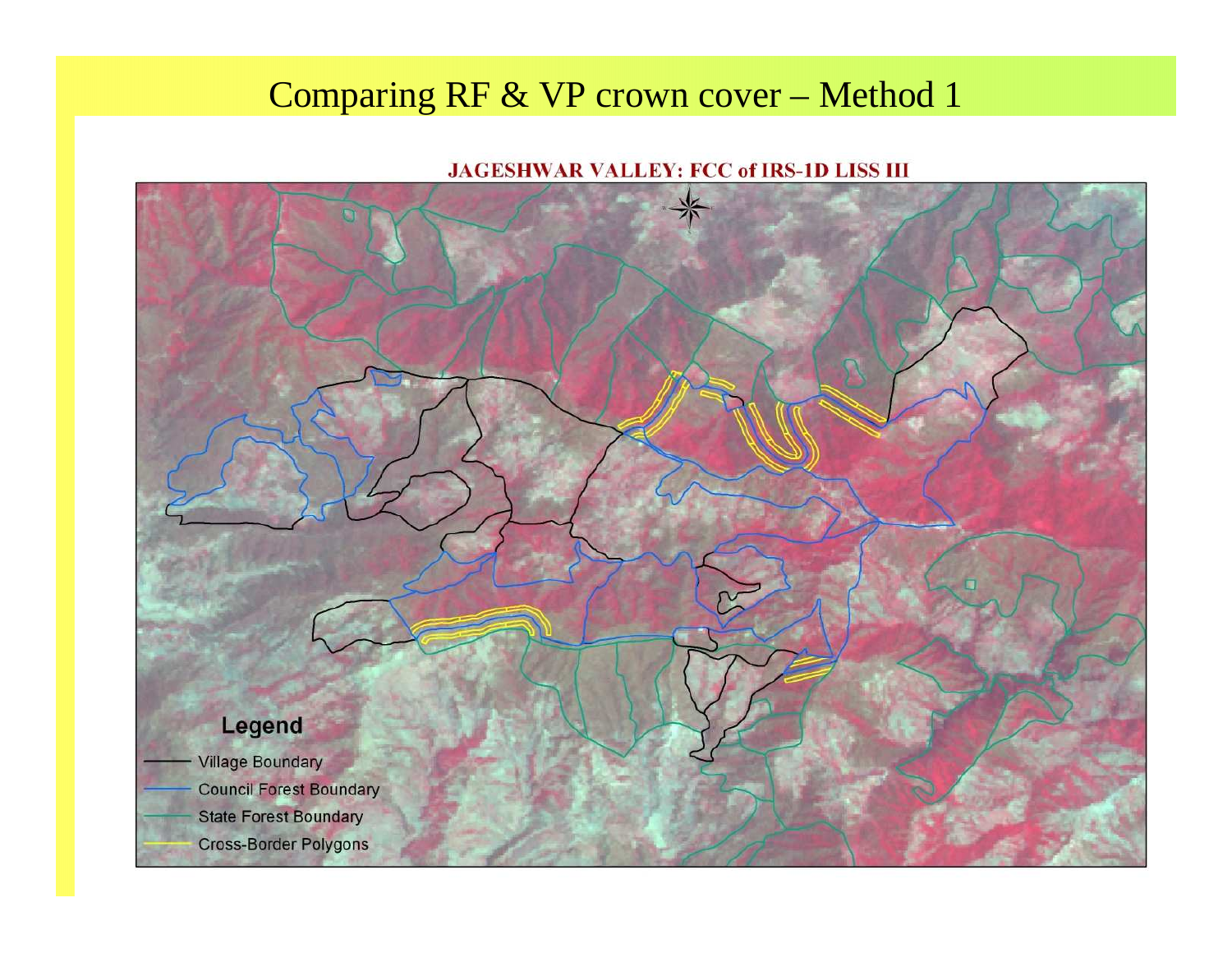# Comparing RF & VP crown cover – Method 1

**JAGESHWAR VALLEY: FCC of IRS-1D LISS III**

**Legend**

- Village Boundary
- Council Forest Boundary
- State Forest Boundary
- Cross-Border Polygons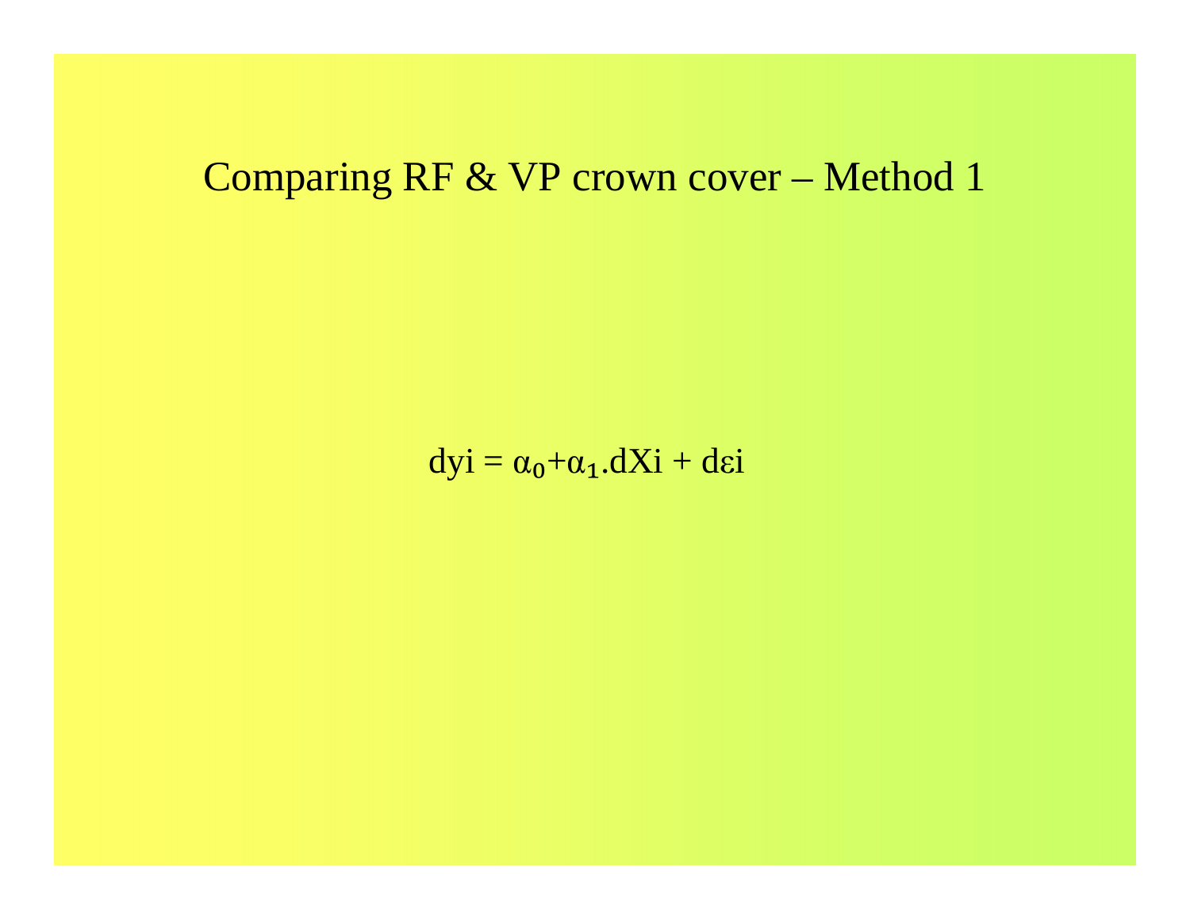# Comparing RF & VP crown cover – Method 1

$$dy_i = \alpha_0 + \alpha_1 . dX_i + d\varepsilon_i$$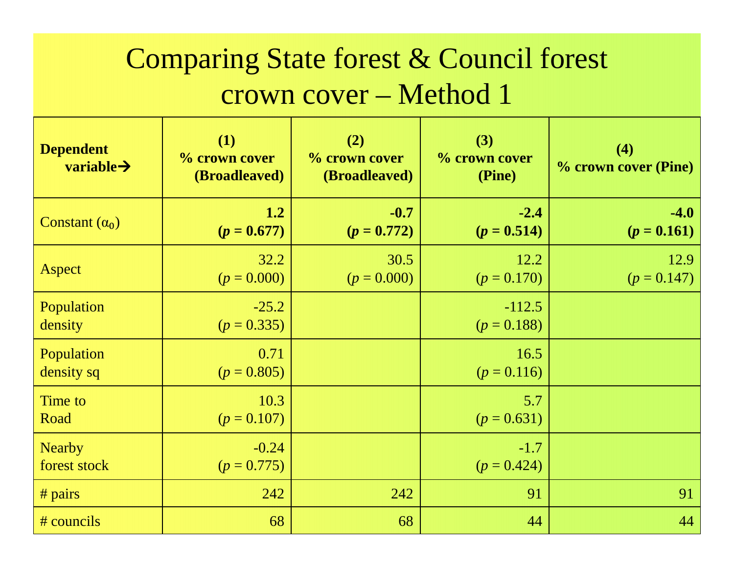# Comparing State forest & Council forest crown cover – Method 1

| **Dependent variable→** | **(1) % crown cover (Broadleaved)** | **(2) % crown cover (Broadleaved)** | **(3) % crown cover (Pine)** | **(4) % crown cover (Pine)** |
|---|---|---|---|---|
| Constant ($\alpha_0$) | **1.2 (*p* = 0.677)** | **-0.7 (*p* = 0.772)** | **-2.4 (*p* = 0.514)** | **-4.0 (*p* = 0.161)** |
| Aspect | 32.2 (*p* = 0.000) | 30.5 (*p* = 0.000) | 12.2 (*p* = 0.170) | 12.9 (*p* = 0.147) |
| Population density | -25.2 (*p* = 0.335) | | -112.5 (*p* = 0.188) | |
| Population density sq | 0.71 (*p* = 0.805) | | 16.5 (*p* = 0.116) | |
| Time to Road | 10.3 (*p* = 0.107) | | 5.7 (*p* = 0.631) | |
| Nearby forest stock | -0.24 (*p* = 0.775) | | -1.7 (*p* = 0.424) | |
| # pairs | 242 | 242 | 91 | 91 |
| # councils | 68 | 68 | 44 | 44 |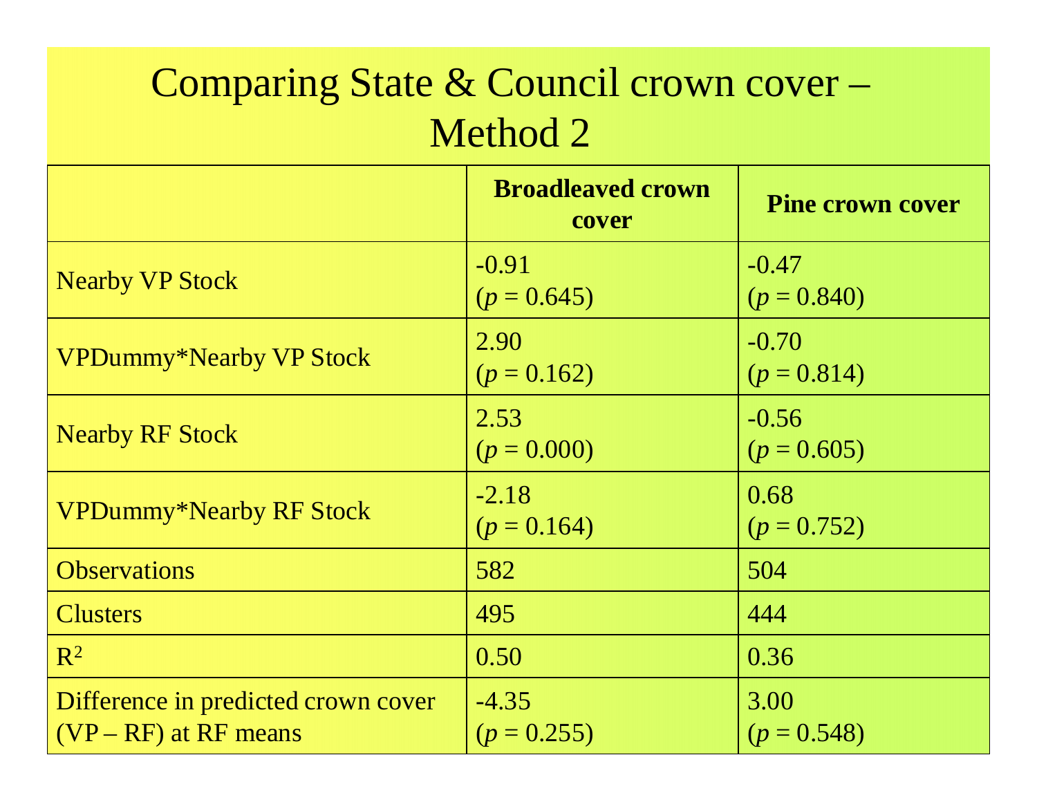# Comparing State & Council crown cover – Method 2

| | **Broadleaved crown cover** | **Pine crown cover** |
|---|---|---|
| Nearby VP Stock | -0.91 ($p$ = 0.645) | -0.47 ($p$ = 0.840) |
| VPDummy*Nearby VP Stock | 2.90 ($p$ = 0.162) | -0.70 ($p$ = 0.814) |
| Nearby RF Stock | 2.53 ($p$ = 0.000) | -0.56 ($p$ = 0.605) |
| VPDummy*Nearby RF Stock | -2.18 ($p$ = 0.164) | 0.68 ($p$ = 0.752) |
| Observations | 582 | 504 |
| Clusters | 495 | 444 |
| $R^2$ | 0.50 | 0.36 |
| Difference in predicted crown cover (VP – RF) at RF means | -4.35 ($p$ = 0.255) | 3.00 ($p$ = 0.548) |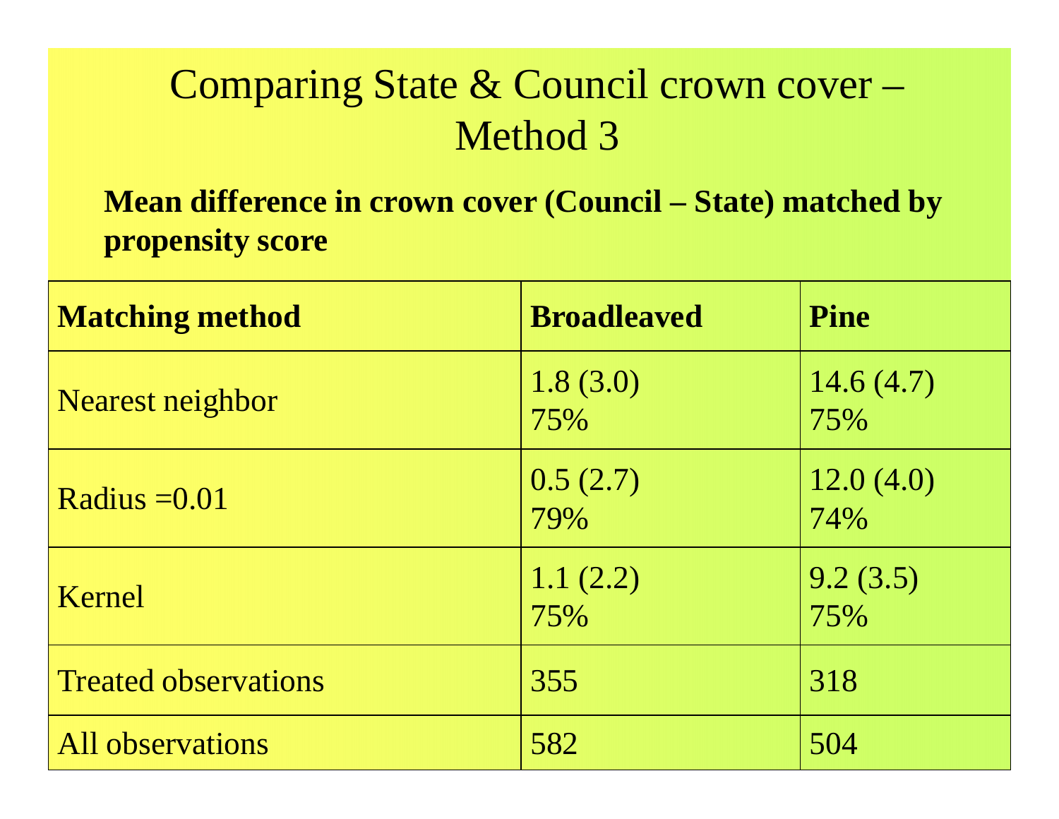# Comparing State & Council crown cover – Method 3

**Mean difference in crown cover (Council – State) matched by propensity score**

| **Matching method** | **Broadleaved** | **Pine** |
|---|---|---|
| Nearest neighbor | 1.8 (3.0)<br>75% | 14.6 (4.7)<br>75% |
| Radius =0.01 | 0.5 (2.7)<br>79% | 12.0 (4.0)<br>74% |
| Kernel | 1.1 (2.2)<br>75% | 9.2 (3.5)<br>75% |
| Treated observations | 355 | 318 |
| All observations | 582 | 504 |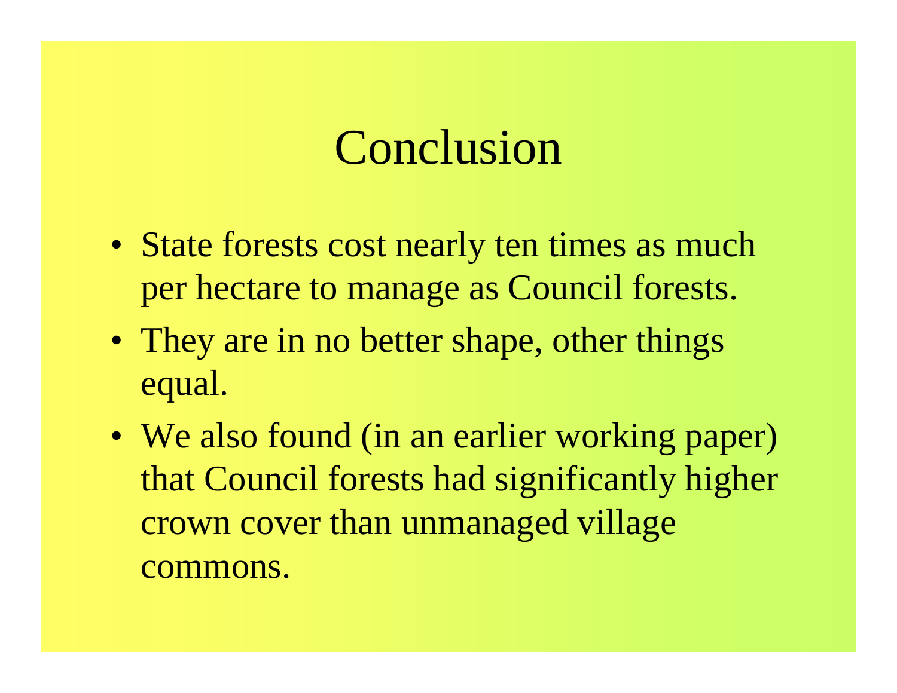# Conclusion

- State forests cost nearly ten times as much per hectare to manage as Council forests.
- They are in no better shape, other things equal.
- We also found (in an earlier working paper) that Council forests had significantly higher crown cover than unmanaged village commons.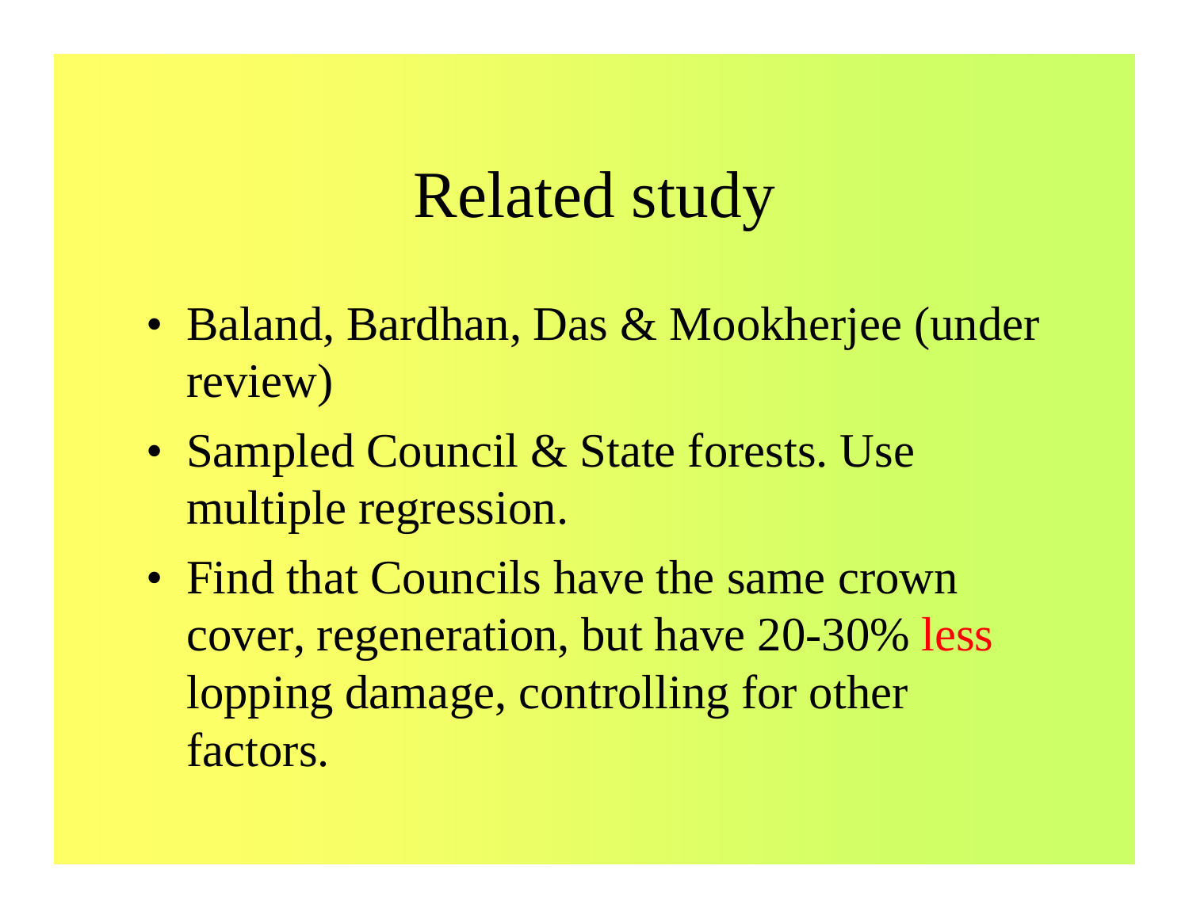# Related study

- Baland, Bardhan, Das & Mookherjee (under review)
- Sampled Council & State forests. Use multiple regression.
- Find that Councils have the same crown cover, regeneration, but have 20-30% less lopping damage, controlling for other factors.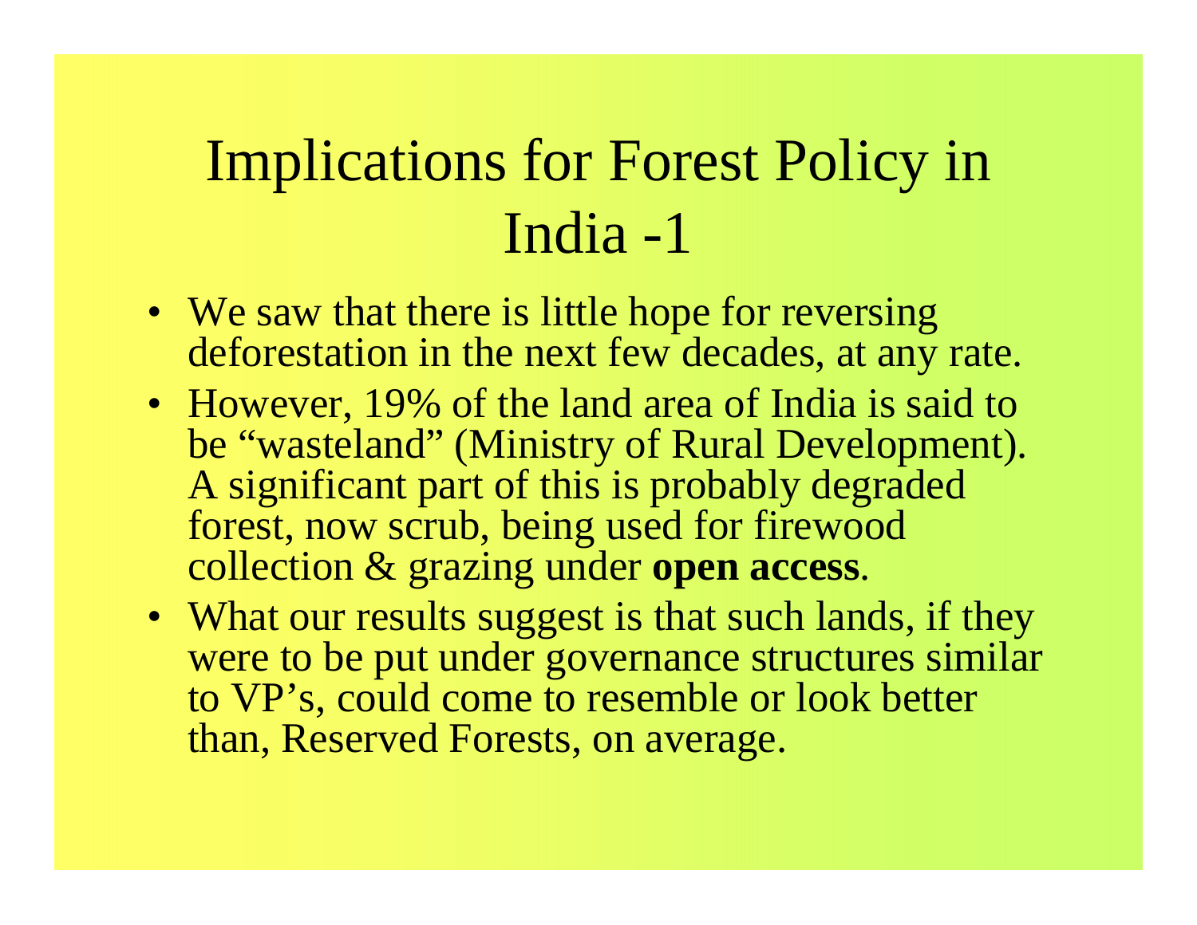# Implications for Forest Policy in India -1

- We saw that there is little hope for reversing deforestation in the next few decades, at any rate.
- However, 19% of the land area of India is said to be “wasteland” (Ministry of Rural Development). A significant part of this is probably degraded forest, now scrub, being used for firewood collection & grazing under **open access**.
- What our results suggest is that such lands, if they were to be put under governance structures similar to VP’s, could come to resemble or look better than, Reserved Forests, on average.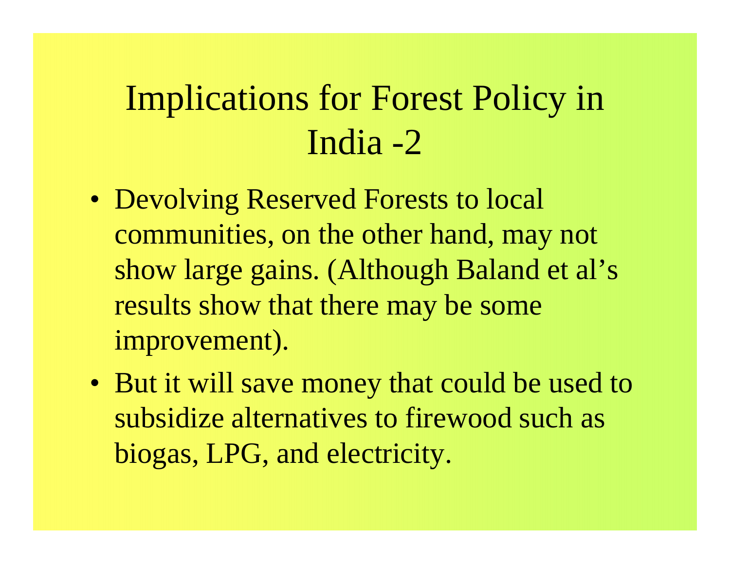# Implications for Forest Policy in India -2

- Devolving Reserved Forests to local communities, on the other hand, may not show large gains. (Although Baland et al's results show that there may be some improvement).
- But it will save money that could be used to subsidize alternatives to firewood such as biogas, LPG, and electricity.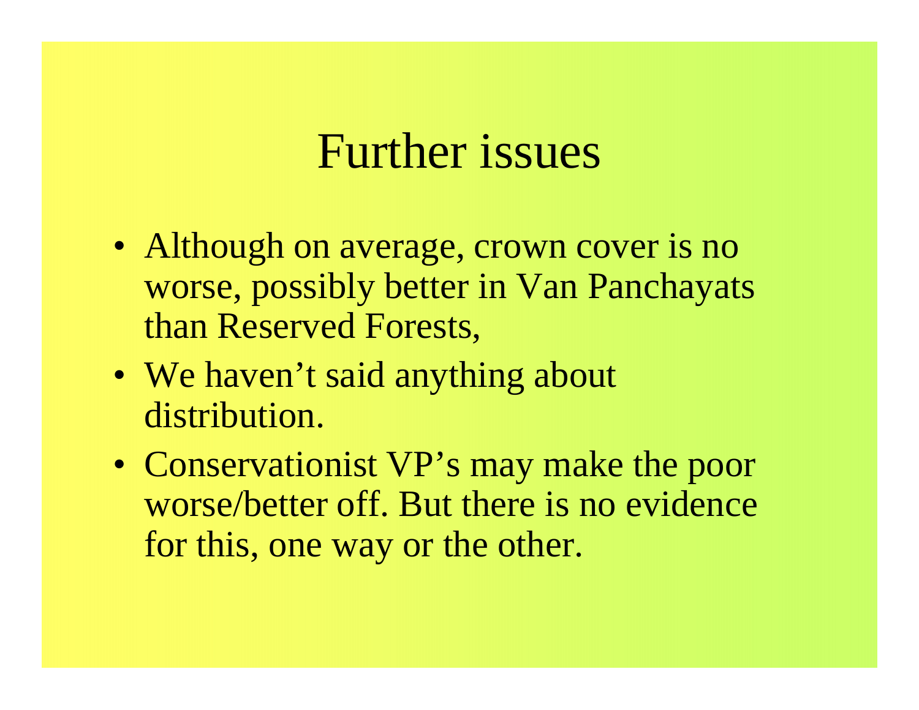# Further issues

- Although on average, crown cover is no worse, possibly better in Van Panchayats than Reserved Forests,
- We haven’t said anything about distribution.
- Conservationist VP’s may make the poor worse/better off. But there is no evidence for this, one way or the other.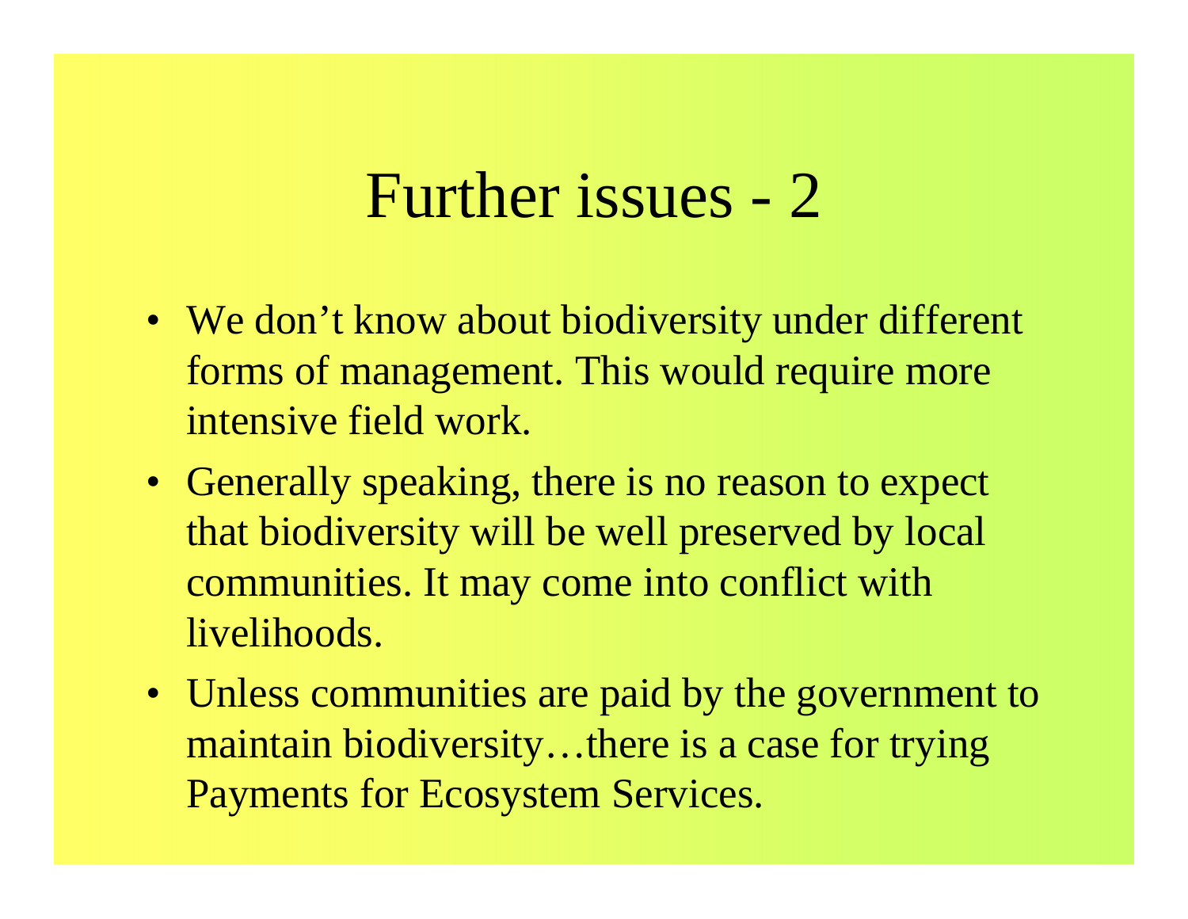# Further issues - 2

- We don’t know about biodiversity under different forms of management. This would require more intensive field work.
- Generally speaking, there is no reason to expect that biodiversity will be well preserved by local communities. It may come into conflict with livelihoods.
- Unless communities are paid by the government to maintain biodiversity…there is a case for trying Payments for Ecosystem Services.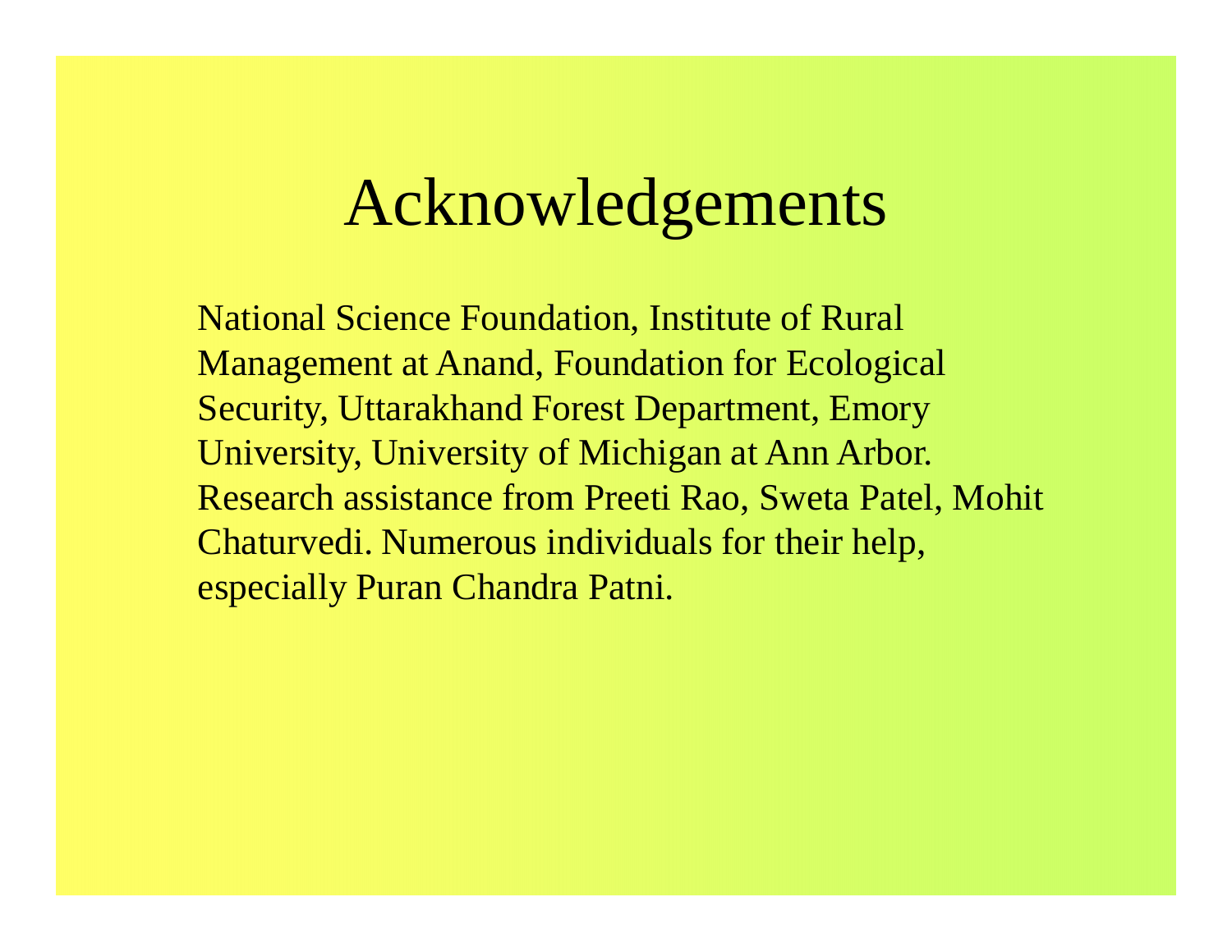# Acknowledgements

National Science Foundation, Institute of Rural Management at Anand, Foundation for Ecological Security, Uttarakhand Forest Department, Emory University, University of Michigan at Ann Arbor. Research assistance from Preeti Rao, Sweta Patel, Mohit Chaturvedi. Numerous individuals for their help, especially Puran Chandra Patni.